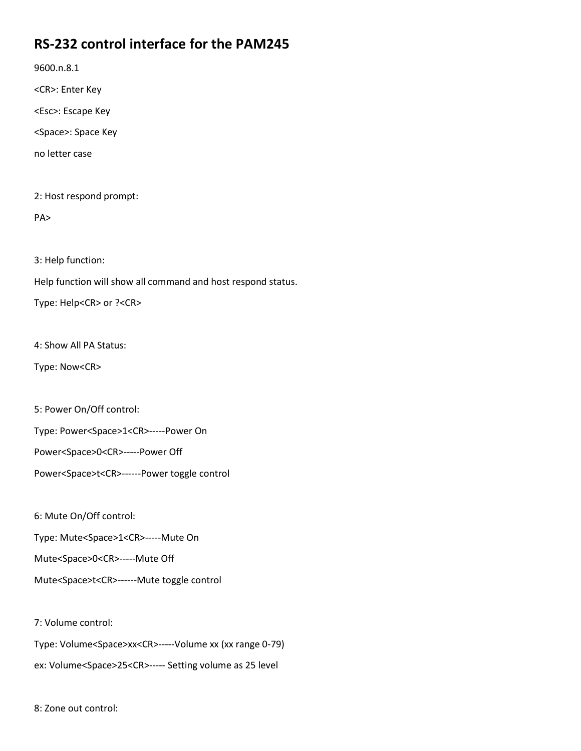# RS-232 control interface for the PAM245

9600.n.8.1

<CR>: Enter Key

<Esc>: Escape Key

<Space>: Space Key

no letter case

2: Host respond prompt:

PA>

3: Help function:

Help function will show all command and host respond status.

Type: Help<CR> or ?<CR>

4: Show All PA Status:

Type: Now<CR>

5: Power On/Off control:

Type: Power<Space>1<CR>-----Power On

Power<Space>0<CR>-----Power Off

Power<Space>t<CR>------Power toggle control

6: Mute On/Off control:

Type: Mute<Space>1<CR>-----Mute On

Mute<Space>0<CR>-----Mute Off

Mute<Space>t<CR>------Mute toggle control

7: Volume control:

Type: Volume<Space>xx<CR>-----Volume xx (xx range 0-79)

ex: Volume<Space>25<CR>----- Setting volume as 25 level

8: Zone out control: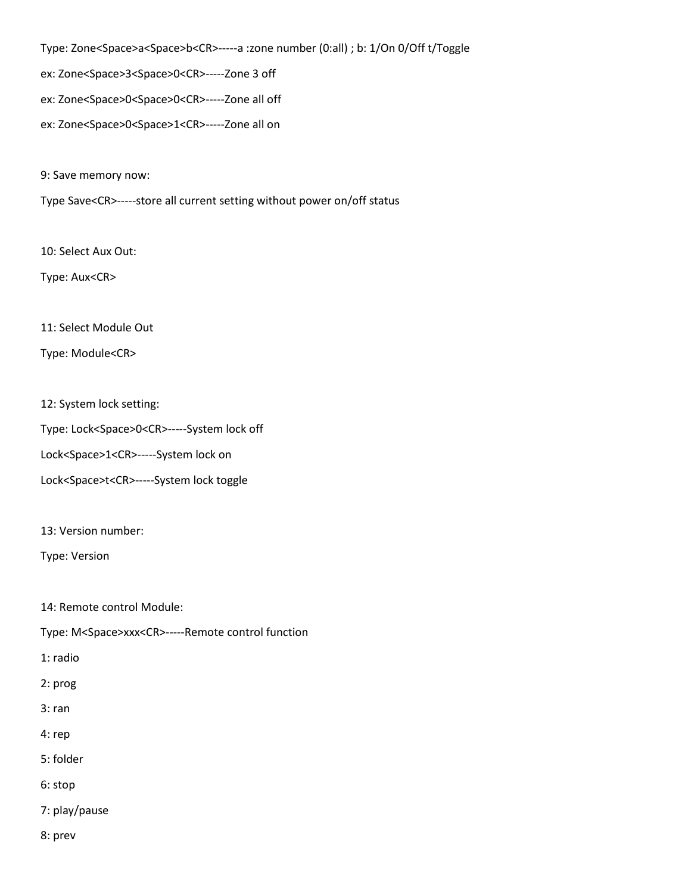Type: Zone<Space>a<Space>b<CR>-----a :zone number (0:all) ; b: 1/On 0/Off t/Toggle

ex: Zone<Space>3<Space>0<CR>-----Zone 3 off

ex: Zone<Space>0<Space>0<CR>-----Zone all off

ex: Zone<Space>0<Space>1<CR>-----Zone all on

9: Save memory now:

Type Save<CR>-----store all current setting without power on/off status

10: Select Aux Out:

Type: Aux<CR>

11: Select Module Out

Type: Module<CR>

12: System lock setting:

Type: Lock<Space>0<CR>-----System lock off

Lock<Space>1<CR>-----System lock on

Lock<Space>t<CR>-----System lock toggle

13: Version number:

Type: Version

14: Remote control Module:

Type: M<Space>xxx<CR>-----Remote control function

1: radio

2: prog

3: ran

4: rep

5: folder

6: stop

7: play/pause

8: prev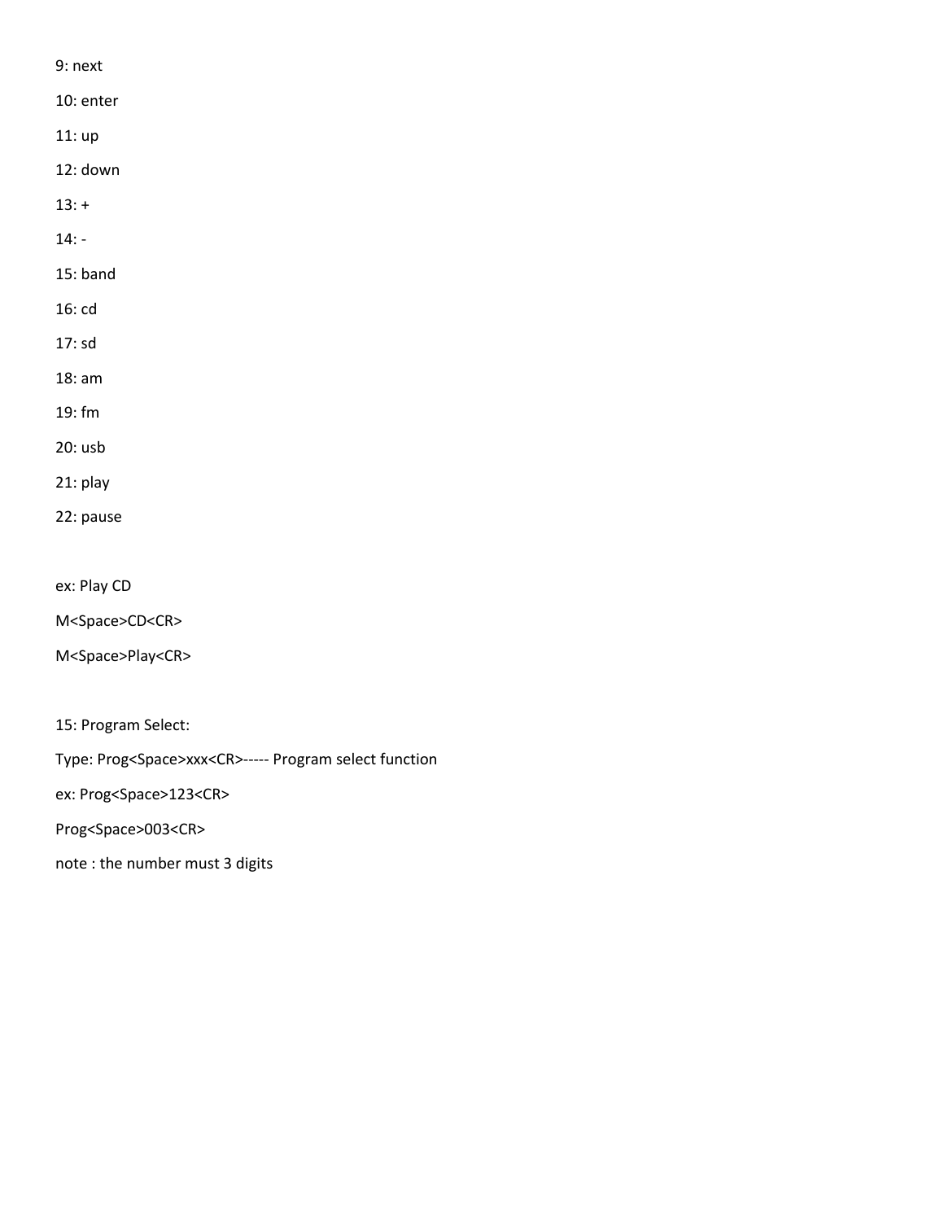9: next

10: enter

11: up

12: down

13: +

14: -

15: band

16: cd

17: sd

18: am

19: fm

20: usb

21: play

22: pause

ex: Play CD

M<Space>CD<CR>

M<Space>Play<CR>

15: Program Select:

Type: Prog<Space>xxx<CR>----- Program select function

ex: Prog<Space>123<CR>

Prog<Space>003<CR>

note : the number must 3 digits